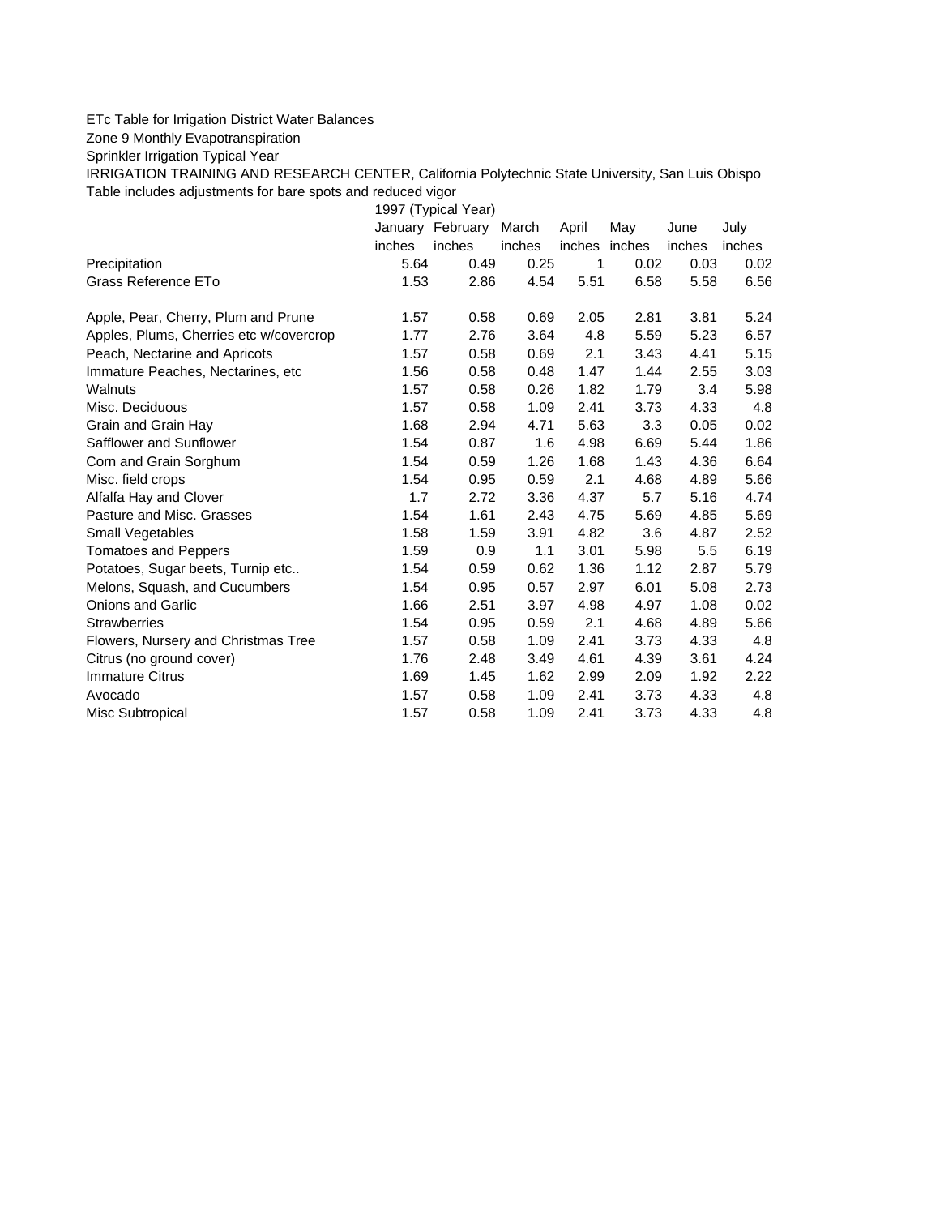ETc Table for Irrigation District Water Balances

Zone 9 Monthly Evapotranspiration

Sprinkler Irrigation Typical Year

IRRIGATION TRAINING AND RESEARCH CENTER, California Polytechnic State University, San Luis Obispo

Table includes adjustments for bare spots and reduced vigor

| | 1997 (Typical Year) | | | | | | |
|---|---|---|---|---|---|---|---|
| | January | February | March | April | May | June | July |
| | inches | inches | inches | inches | inches | inches | inches |
| Precipitation | 5.64 | 0.49 | 0.25 | 1 | 0.02 | 0.03 | 0.02 |
| Grass Reference ETo | 1.53 | 2.86 | 4.54 | 5.51 | 6.58 | 5.58 | 6.56 |
| | | | | | | | |
| Apple, Pear, Cherry, Plum and Prune | 1.57 | 0.58 | 0.69 | 2.05 | 2.81 | 3.81 | 5.24 |
| Apples, Plums, Cherries etc w/covercrop | 1.77 | 2.76 | 3.64 | 4.8 | 5.59 | 5.23 | 6.57 |
| Peach, Nectarine and Apricots | 1.57 | 0.58 | 0.69 | 2.1 | 3.43 | 4.41 | 5.15 |
| Immature Peaches, Nectarines, etc | 1.56 | 0.58 | 0.48 | 1.47 | 1.44 | 2.55 | 3.03 |
| Walnuts | 1.57 | 0.58 | 0.26 | 1.82 | 1.79 | 3.4 | 5.98 |
| Misc. Deciduous | 1.57 | 0.58 | 1.09 | 2.41 | 3.73 | 4.33 | 4.8 |
| Grain and Grain Hay | 1.68 | 2.94 | 4.71 | 5.63 | 3.3 | 0.05 | 0.02 |
| Safflower and Sunflower | 1.54 | 0.87 | 1.6 | 4.98 | 6.69 | 5.44 | 1.86 |
| Corn and Grain Sorghum | 1.54 | 0.59 | 1.26 | 1.68 | 1.43 | 4.36 | 6.64 |
| Misc. field crops | 1.54 | 0.95 | 0.59 | 2.1 | 4.68 | 4.89 | 5.66 |
| Alfalfa Hay and Clover | 1.7 | 2.72 | 3.36 | 4.37 | 5.7 | 5.16 | 4.74 |
| Pasture and Misc. Grasses | 1.54 | 1.61 | 2.43 | 4.75 | 5.69 | 4.85 | 5.69 |
| Small Vegetables | 1.58 | 1.59 | 3.91 | 4.82 | 3.6 | 4.87 | 2.52 |
| Tomatoes and Peppers | 1.59 | 0.9 | 1.1 | 3.01 | 5.98 | 5.5 | 6.19 |
| Potatoes, Sugar beets, Turnip etc.. | 1.54 | 0.59 | 0.62 | 1.36 | 1.12 | 2.87 | 5.79 |
| Melons, Squash, and Cucumbers | 1.54 | 0.95 | 0.57 | 2.97 | 6.01 | 5.08 | 2.73 |
| Onions and Garlic | 1.66 | 2.51 | 3.97 | 4.98 | 4.97 | 1.08 | 0.02 |
| Strawberries | 1.54 | 0.95 | 0.59 | 2.1 | 4.68 | 4.89 | 5.66 |
| Flowers, Nursery and Christmas Tree | 1.57 | 0.58 | 1.09 | 2.41 | 3.73 | 4.33 | 4.8 |
| Citrus (no ground cover) | 1.76 | 2.48 | 3.49 | 4.61 | 4.39 | 3.61 | 4.24 |
| Immature Citrus | 1.69 | 1.45 | 1.62 | 2.99 | 2.09 | 1.92 | 2.22 |
| Avocado | 1.57 | 0.58 | 1.09 | 2.41 | 3.73 | 4.33 | 4.8 |
| Misc Subtropical | 1.57 | 0.58 | 1.09 | 2.41 | 3.73 | 4.33 | 4.8 |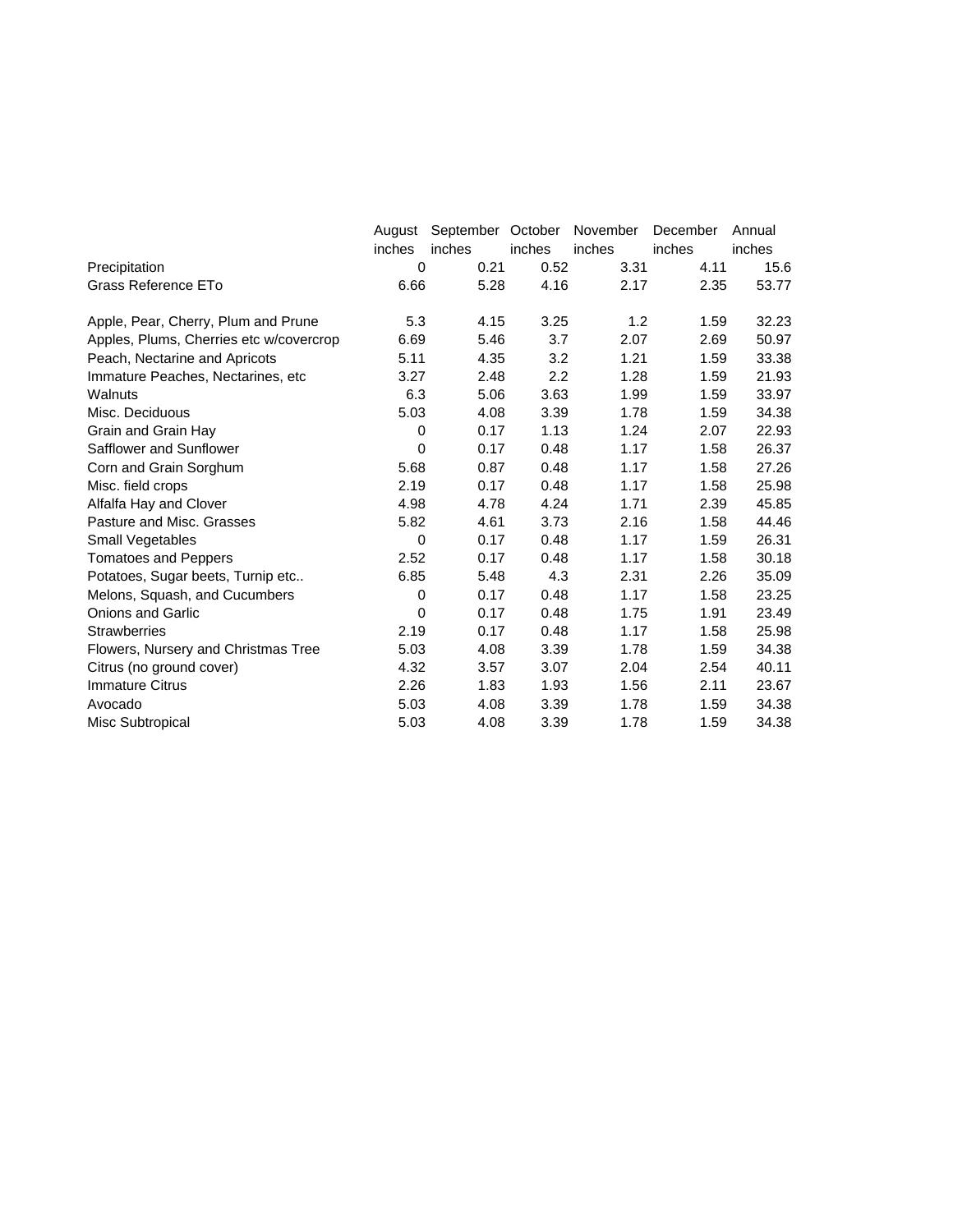| | August inches | September inches | October inches | November inches | December inches | Annual inches |
|---|---|---|---|---|---|---|
| Precipitation | 0 | 0.21 | 0.52 | 3.31 | 4.11 | 15.6 |
| Grass Reference ETo | 6.66 | 5.28 | 4.16 | 2.17 | 2.35 | 53.77 |
| | | | | | | |
| Apple, Pear, Cherry, Plum and Prune | 5.3 | 4.15 | 3.25 | 1.2 | 1.59 | 32.23 |
| Apples, Plums, Cherries etc w/covercrop | 6.69 | 5.46 | 3.7 | 2.07 | 2.69 | 50.97 |
| Peach, Nectarine and Apricots | 5.11 | 4.35 | 3.2 | 1.21 | 1.59 | 33.38 |
| Immature Peaches, Nectarines, etc | 3.27 | 2.48 | 2.2 | 1.28 | 1.59 | 21.93 |
| Walnuts | 6.3 | 5.06 | 3.63 | 1.99 | 1.59 | 33.97 |
| Misc. Deciduous | 5.03 | 4.08 | 3.39 | 1.78 | 1.59 | 34.38 |
| Grain and Grain Hay | 0 | 0.17 | 1.13 | 1.24 | 2.07 | 22.93 |
| Safflower and Sunflower | 0 | 0.17 | 0.48 | 1.17 | 1.58 | 26.37 |
| Corn and Grain Sorghum | 5.68 | 0.87 | 0.48 | 1.17 | 1.58 | 27.26 |
| Misc. field crops | 2.19 | 0.17 | 0.48 | 1.17 | 1.58 | 25.98 |
| Alfalfa Hay and Clover | 4.98 | 4.78 | 4.24 | 1.71 | 2.39 | 45.85 |
| Pasture and Misc. Grasses | 5.82 | 4.61 | 3.73 | 2.16 | 1.58 | 44.46 |
| Small Vegetables | 0 | 0.17 | 0.48 | 1.17 | 1.59 | 26.31 |
| Tomatoes and Peppers | 2.52 | 0.17 | 0.48 | 1.17 | 1.58 | 30.18 |
| Potatoes, Sugar beets, Turnip etc.. | 6.85 | 5.48 | 4.3 | 2.31 | 2.26 | 35.09 |
| Melons, Squash, and Cucumbers | 0 | 0.17 | 0.48 | 1.17 | 1.58 | 23.25 |
| Onions and Garlic | 0 | 0.17 | 0.48 | 1.75 | 1.91 | 23.49 |
| Strawberries | 2.19 | 0.17 | 0.48 | 1.17 | 1.58 | 25.98 |
| Flowers, Nursery and Christmas Tree | 5.03 | 4.08 | 3.39 | 1.78 | 1.59 | 34.38 |
| Citrus (no ground cover) | 4.32 | 3.57 | 3.07 | 2.04 | 2.54 | 40.11 |
| Immature Citrus | 2.26 | 1.83 | 1.93 | 1.56 | 2.11 | 23.67 |
| Avocado | 5.03 | 4.08 | 3.39 | 1.78 | 1.59 | 34.38 |
| Misc Subtropical | 5.03 | 4.08 | 3.39 | 1.78 | 1.59 | 34.38 |